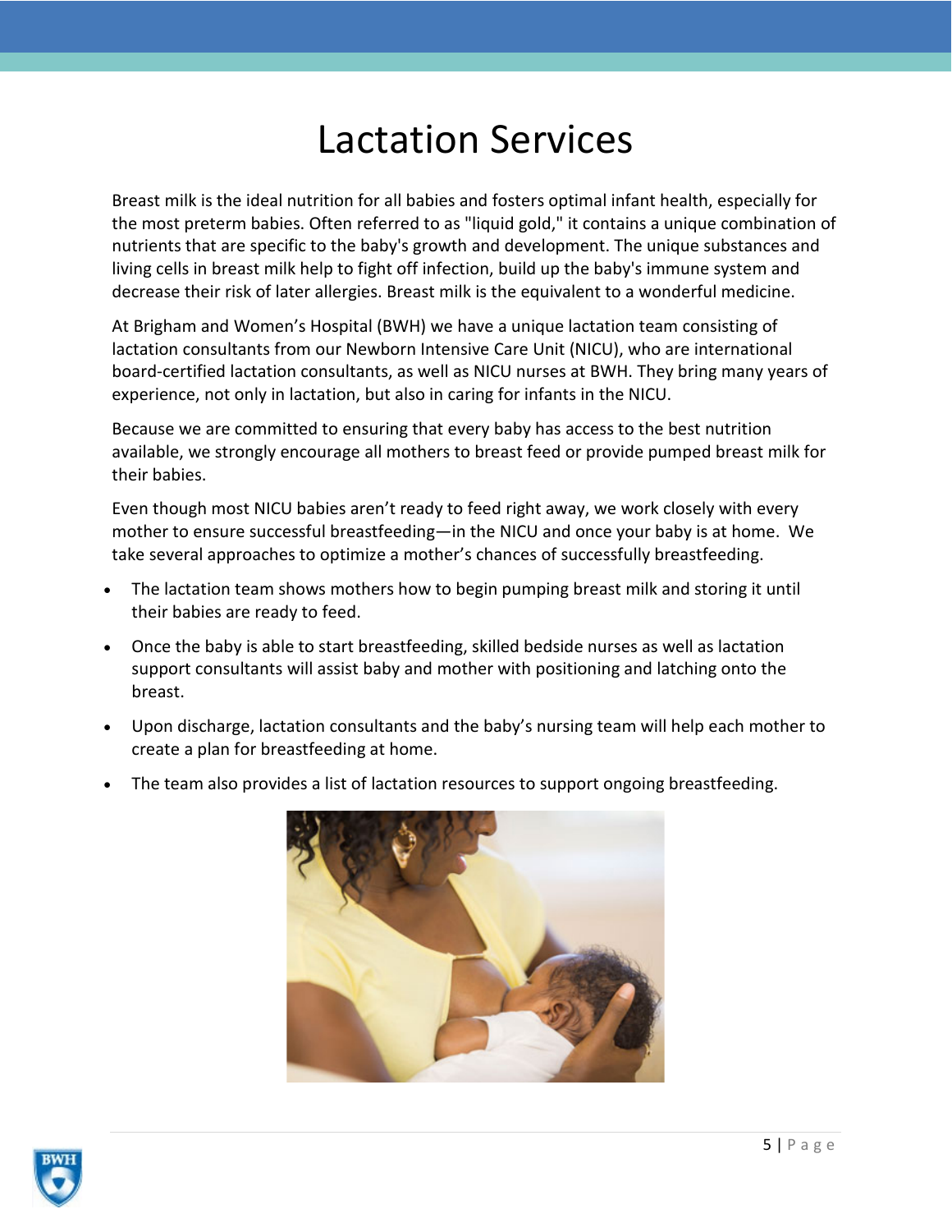# Lactation Services

Breast milk is the ideal nutrition for all babies and fosters optimal infant health, especially for the most preterm babies. Often referred to as "liquid gold," it contains a unique combination of nutrients that are specific to the baby's growth and development. The unique substances and living cells in breast milk help to fight off infection, build up the baby's immune system and decrease their risk of later allergies. Breast milk is the equivalent to a wonderful medicine.

At Brigham and Women's Hospital (BWH) we have a unique lactation team consisting of lactation consultants from our Newborn Intensive Care Unit (NICU), who are international board-certified lactation consultants, as well as NICU nurses at BWH. They bring many years of experience, not only in lactation, but also in caring for infants in the NICU.

Because we are committed to ensuring that every baby has access to the best nutrition available, we strongly encourage all mothers to breast feed or provide pumped breast milk for their babies.

Even though most NICU babies aren't ready to feed right away, we work closely with every mother to ensure successful breastfeeding—in the NICU and once your baby is at home. We take several approaches to optimize a mother's chances of successfully breastfeeding.

- The lactation team shows mothers how to begin pumping breast milk and storing it until their babies are ready to feed.
- Once the baby is able to start breastfeeding, skilled bedside nurses as well as lactation support consultants will assist baby and mother with positioning and latching onto the breast.
- Upon discharge, lactation consultants and the baby's nursing team will help each mother to create a plan for breastfeeding at home.
- The team also provides a list of lactation resources to support ongoing breastfeeding.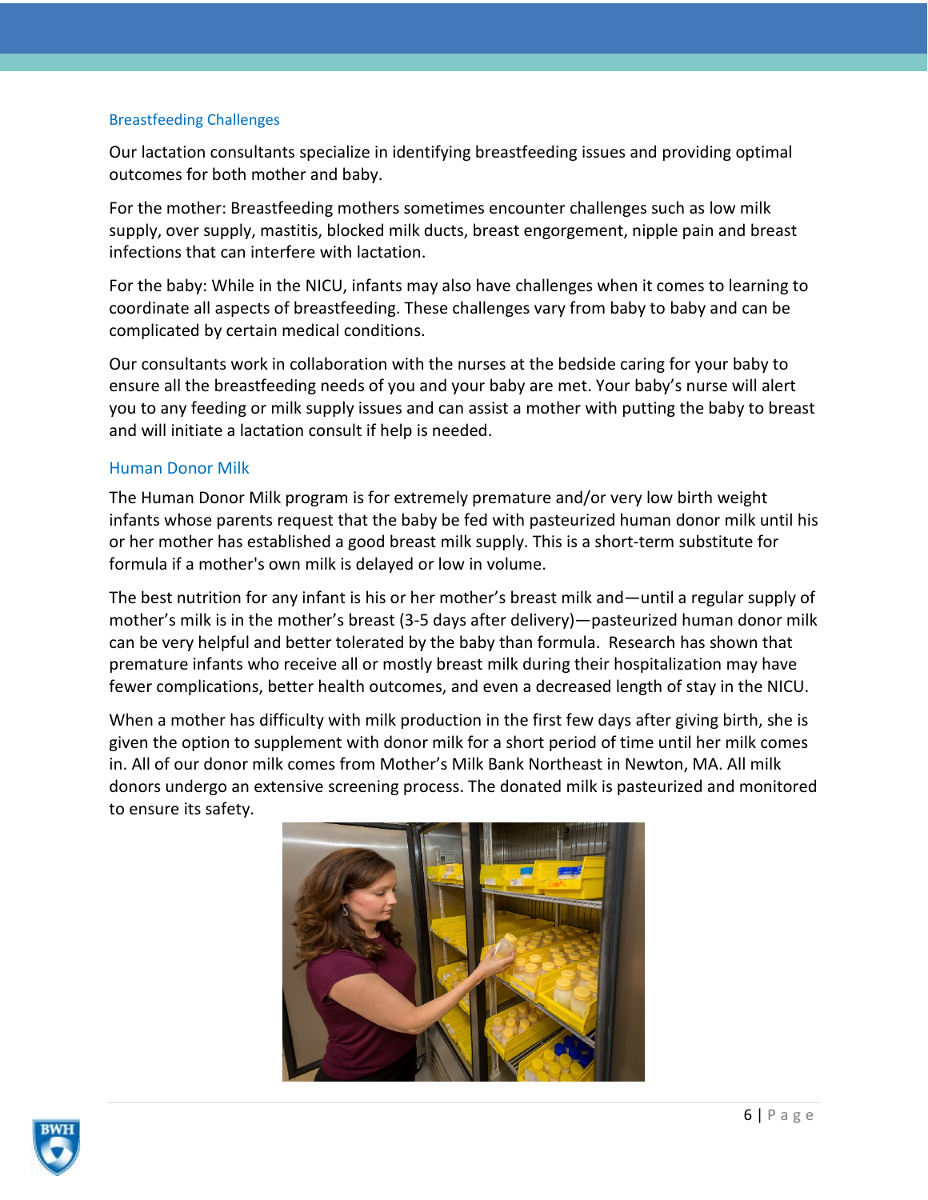## Breastfeeding Challenges

Our lactation consultants specialize in identifying breastfeeding issues and providing optimal outcomes for both mother and baby.

For the mother: Breastfeeding mothers sometimes encounter challenges such as low milk supply, over supply, mastitis, blocked milk ducts, breast engorgement, nipple pain and breast infections that can interfere with lactation.

For the baby: While in the NICU, infants may also have challenges when it comes to learning to coordinate all aspects of breastfeeding. These challenges vary from baby to baby and can be complicated by certain medical conditions.

Our consultants work in collaboration with the nurses at the bedside caring for your baby to ensure all the breastfeeding needs of you and your baby are met. Your baby's nurse will alert you to any feeding or milk supply issues and can assist a mother with putting the baby to breast and will initiate a lactation consult if help is needed.

## Human Donor Milk

The Human Donor Milk program is for extremely premature and/or very low birth weight infants whose parents request that the baby be fed with pasteurized human donor milk until his or her mother has established a good breast milk supply. This is a short-term substitute for formula if a mother's own milk is delayed or low in volume.

The best nutrition for any infant is his or her mother's breast milk and—until a regular supply of mother's milk is in the mother's breast (3-5 days after delivery)—pasteurized human donor milk can be very helpful and better tolerated by the baby than formula. Research has shown that premature infants who receive all or mostly breast milk during their hospitalization may have fewer complications, better health outcomes, and even a decreased length of stay in the NICU.

When a mother has difficulty with milk production in the first few days after giving birth, she is given the option to supplement with donor milk for a short period of time until her milk comes in. All of our donor milk comes from Mother's Milk Bank Northeast in Newton, MA. All milk donors undergo an extensive screening process. The donated milk is pasteurized and monitored to ensure its safety.